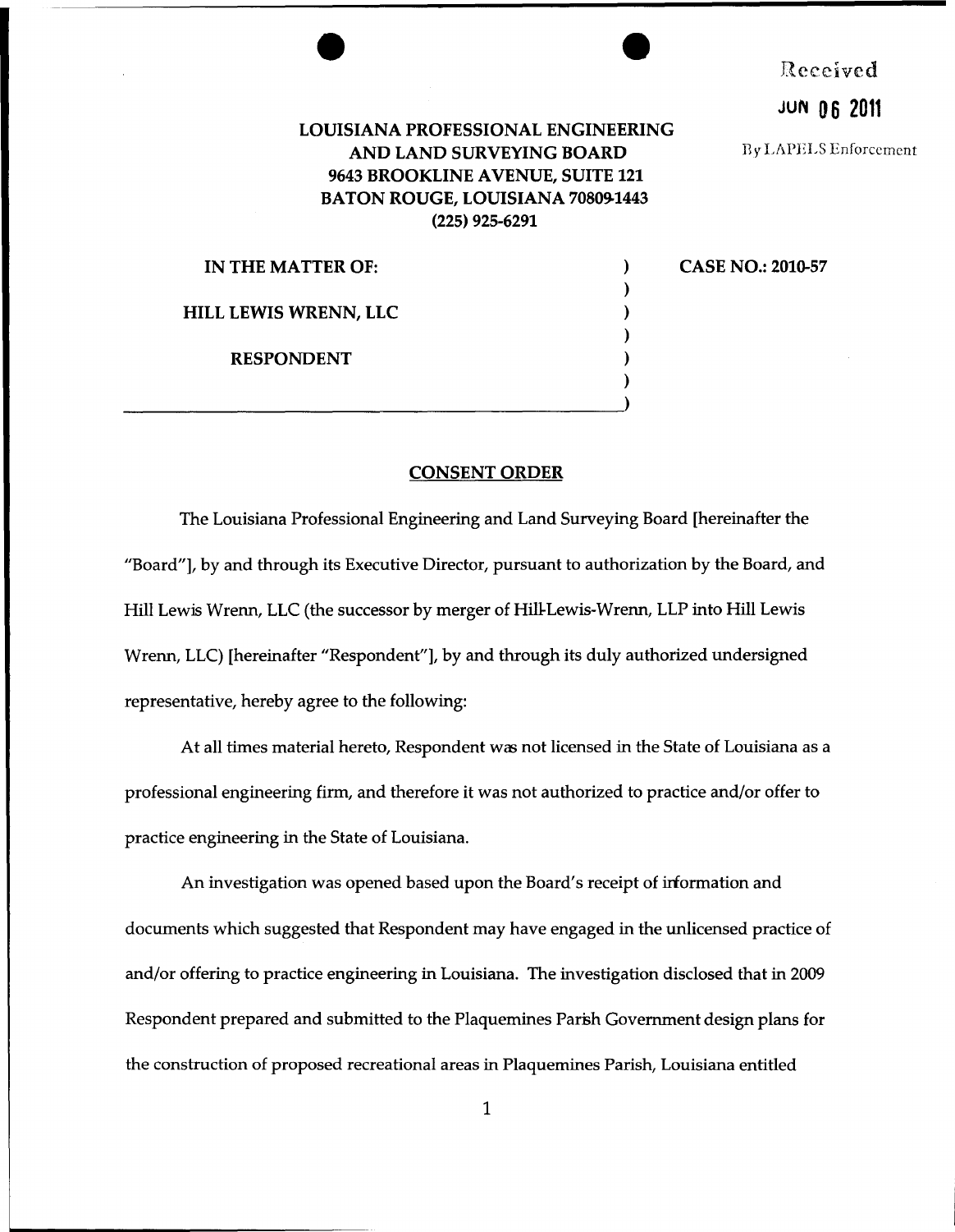Received

JUN 06 2011

By LAPELS Enforcement

**LOUISIANA PROFESSIONAL ENGINEERING AND LAND SURVEYING BOARD**
**9643 BROOKLINE AVENUE, SUITE 121**
**BATON ROUGE, LOUISIANA 70809-1443**
**(225) 925-6291**

**IN THE MATTER OF:** )

**HILL LEWIS WRENN, LLC** )

**RESPONDENT** )

**CASE NO.: 2010-57**

## CONSENT ORDER

The Louisiana Professional Engineering and Land Surveying Board [hereinafter the "Board"], by and through its Executive Director, pursuant to authorization by the Board, and Hill Lewis Wrenn, LLC (the successor by merger of Hill-Lewis-Wrenn, LLP into Hill Lewis Wrenn, LLC) [hereinafter "Respondent"], by and through its duly authorized undersigned representative, hereby agree to the following:

At all times material hereto, Respondent was not licensed in the State of Louisiana as a professional engineering firm, and therefore it was not authorized to practice and/or offer to practice engineering in the State of Louisiana.

An investigation was opened based upon the Board's receipt of information and documents which suggested that Respondent may have engaged in the unlicensed practice of and/or offering to practice engineering in Louisiana. The investigation disclosed that in 2009 Respondent prepared and submitted to the Plaquemines Parish Government design plans for the construction of proposed recreational areas in Plaquemines Parish, Louisiana entitled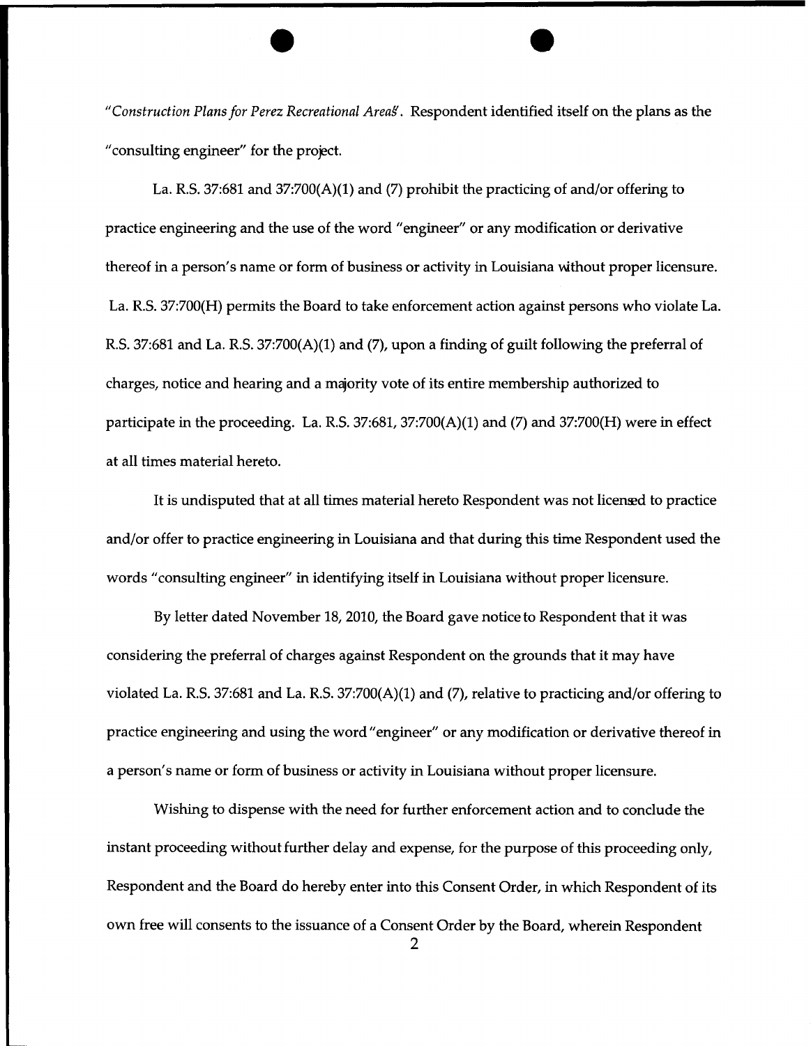*"Construction Plans for Perez Recreational Areas*". Respondent identified itself on the plans as the "consulting engineer" for the project.

La. R.S. 37:681 and 37:700(A)(1) and (7) prohibit the practicing of and/or offering to practice engineering and the use of the word "engineer" or any modification or derivative thereof in a person's name or form of business or activity in Louisiana without proper licensure. La. R.S. 37:700(H) permits the Board to take enforcement action against persons who violate La. R.S. 37:681 and La. R.S. 37:700(A)(1) and (7), upon a finding of guilt following the preferral of charges, notice and hearing and a majority vote of its entire membership authorized to participate in the proceeding. La. R.S. 37:681, 37:700(A)(1) and (7) and 37:700(H) were in effect at all times material hereto.

It is undisputed that at all times material hereto Respondent was not licensed to practice and/or offer to practice engineering in Louisiana and that during this time Respondent used the words "consulting engineer" in identifying itself in Louisiana without proper licensure.

By letter dated November 18, 2010, the Board gave notice to Respondent that it was considering the preferral of charges against Respondent on the grounds that it may have violated La. R.S. 37:681 and La. R.S. 37:700(A)(1) and (7), relative to practicing and/or offering to practice engineering and using the word "engineer" or any modification or derivative thereof in a person's name or form of business or activity in Louisiana without proper licensure.

Wishing to dispense with the need for further enforcement action and to conclude the instant proceeding without further delay and expense, for the purpose of this proceeding only, Respondent and the Board do hereby enter into this Consent Order, in which Respondent of its own free will consents to the issuance of a Consent Order by the Board, wherein Respondent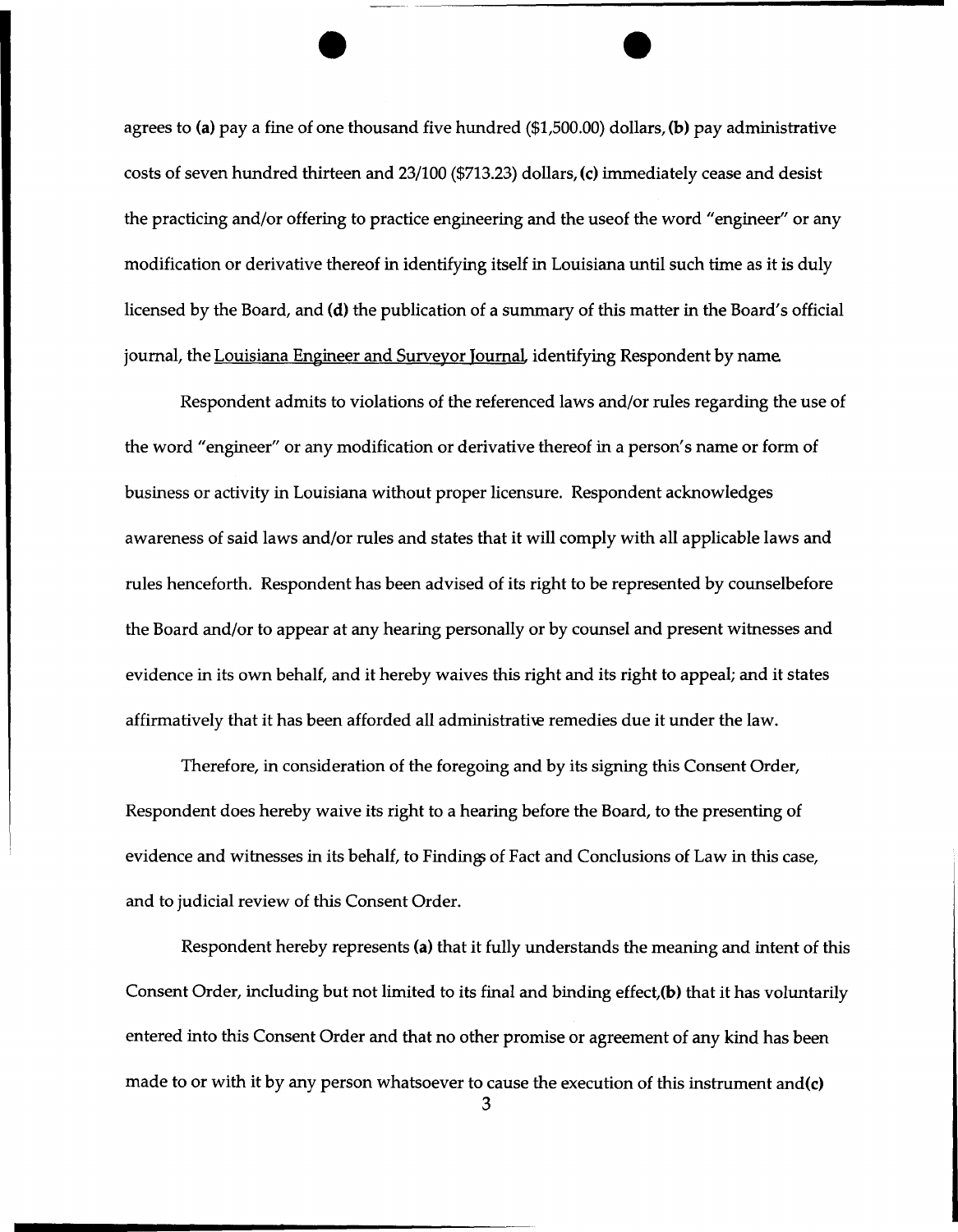agrees to **(a)** pay a fine of one thousand five hundred ($1,500.00) dollars, **(b)** pay administrative costs of seven hundred thirteen and 23/100 ($713.23) dollars, **(c)** immediately cease and desist the practicing and/or offering to practice engineering and the useof the word "engineer" or any modification or derivative thereof in identifying itself in Louisiana until such time as it is duly licensed by the Board, and **(d)** the publication of a summary of this matter in the Board's official journal, the Louisiana Engineer and Surveyor Journal, identifying Respondent by name.

Respondent admits to violations of the referenced laws and/or rules regarding the use of the word "engineer" or any modification or derivative thereof in a person's name or form of business or activity in Louisiana without proper licensure. Respondent acknowledges awareness of said laws and/or rules and states that it will comply with all applicable laws and rules henceforth. Respondent has been advised of its right to be represented by counselbefore the Board and/or to appear at any hearing personally or by counsel and present witnesses and evidence in its own behalf, and it hereby waives this right and its right to appeal; and it states affirmatively that it has been afforded all administrative remedies due it under the law.

Therefore, in consideration of the foregoing and by its signing this Consent Order, Respondent does hereby waive its right to a hearing before the Board, to the presenting of evidence and witnesses in its behalf, to Findings of Fact and Conclusions of Law in this case, and to judicial review of this Consent Order.

Respondent hereby represents **(a)** that it fully understands the meaning and intent of this Consent Order, including but not limited to its final and binding effect,**(b)** that it has voluntarily entered into this Consent Order and that no other promise or agreement of any kind has been made to or with it by any person whatsoever to cause the execution of this instrument and**(c)**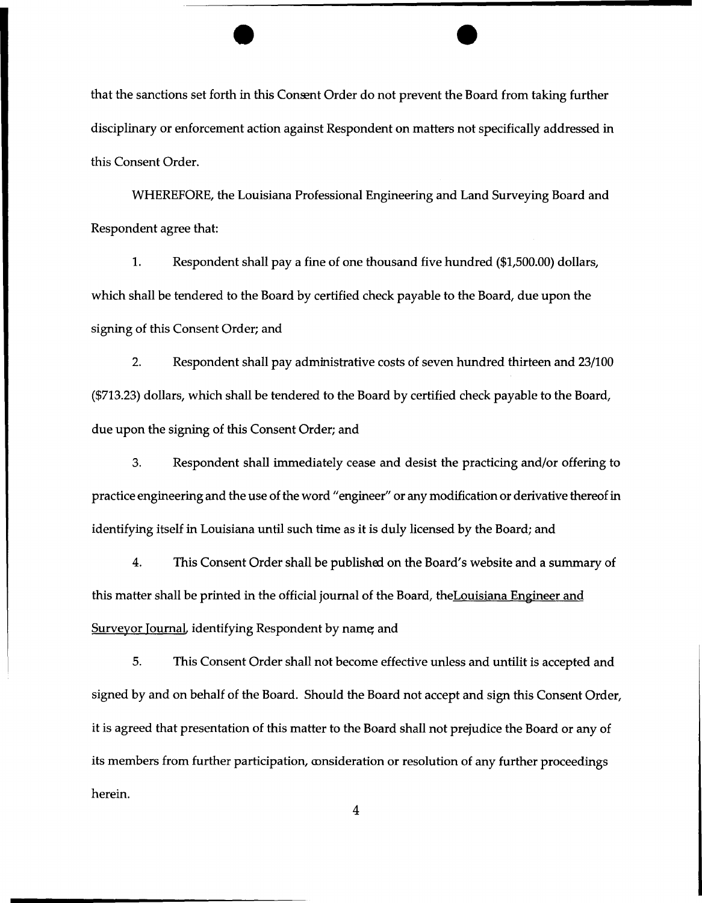that the sanctions set forth in this Consent Order do not prevent the Board from taking further disciplinary or enforcement action against Respondent on matters not specifically addressed in this Consent Order.

WHEREFORE, the Louisiana Professional Engineering and Land Surveying Board and Respondent agree that:

1. Respondent shall pay a fine of one thousand five hundred ($1,500.00) dollars, which shall be tendered to the Board by certified check payable to the Board, due upon the signing of this Consent Order; and

2. Respondent shall pay administrative costs of seven hundred thirteen and 23/100 ($713.23) dollars, which shall be tendered to the Board by certified check payable to the Board, due upon the signing of this Consent Order; and

3. Respondent shall immediately cease and desist the practicing and/or offering to practice engineering and the use of the word "engineer" or any modification or derivative thereof in identifying itself in Louisiana until such time as it is duly licensed by the Board; and

4. This Consent Order shall be published on the Board's website and a summary of this matter shall be printed in the official journal of the Board, the Louisiana Engineer and Surveyor Journal, identifying Respondent by name; and

5. This Consent Order shall not become effective unless and until it is accepted and signed by and on behalf of the Board. Should the Board not accept and sign this Consent Order, it is agreed that presentation of this matter to the Board shall not prejudice the Board or any of its members from further participation, consideration or resolution of any further proceedings herein.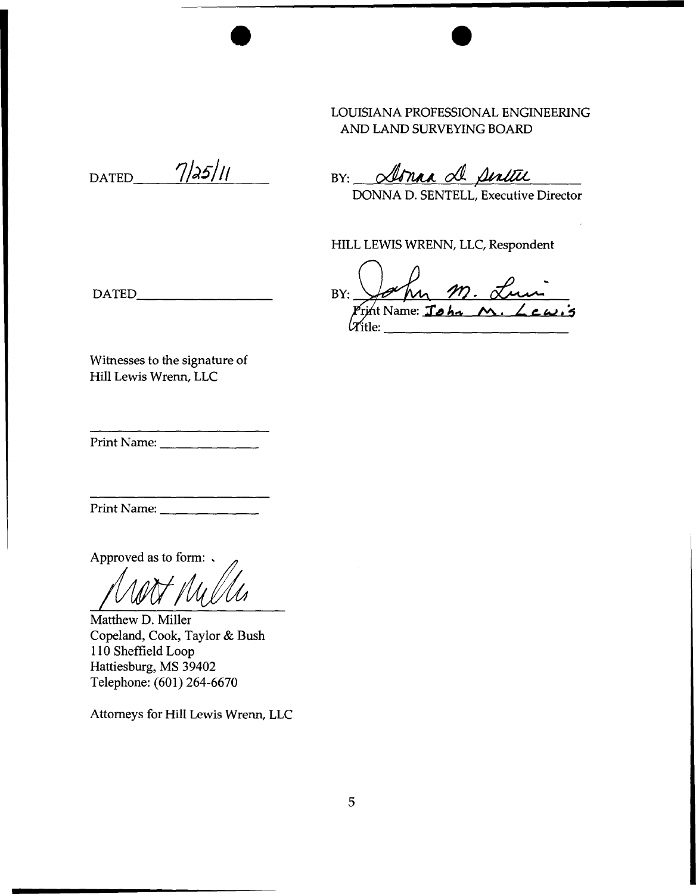LOUISIANA PROFESSIONAL ENGINEERING AND LAND SURVEYING BOARD

DATED 7/25/11

BY: Donna D. Sentell
DONNA D. SENTELL, Executive Director

HILL LEWIS WRENN, LLC, Respondent

DATED____________________

BY: John M. Lewis
Print Name: John M. Lewis
Title: ____________________

Witnesses to the signature of
Hill Lewis Wrenn, LLC

____________________
Print Name: ____________

____________________
Print Name: ____________

Approved as to form:

Matt Miller
Matthew D. Miller
Copeland, Cook, Taylor & Bush
110 Sheffield Loop
Hattiesburg, MS 39402
Telephone: (601) 264-6670

Attorneys for Hill Lewis Wrenn, LLC